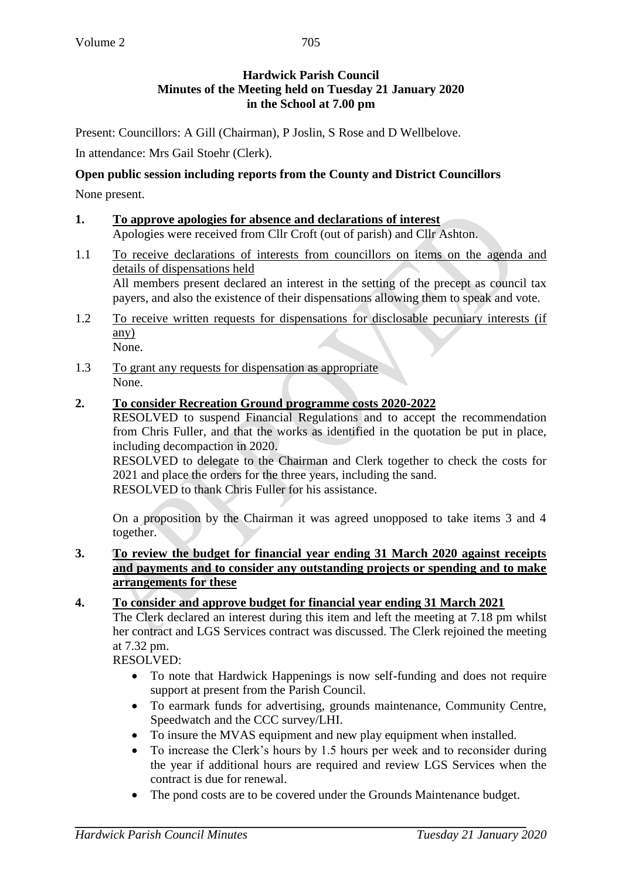**Hardwick Parish Council**
**Minutes of the Meeting held on Tuesday 21 January 2020**
**in the School at 7.00 pm**

Present: Councillors: A Gill (Chairman), P Joslin, S Rose and D Wellbelove.

In attendance: Mrs Gail Stoehr (Clerk).

**Open public session including reports from the County and District Councillors**

None present.

**1. To approve apologies for absence and declarations of interest**

Apologies were received from Cllr Croft (out of parish) and Cllr Ashton.

1.1 To receive declarations of interests from councillors on items on the agenda and details of dispensations held

All members present declared an interest in the setting of the precept as council tax payers, and also the existence of their dispensations allowing them to speak and vote.

1.2 To receive written requests for dispensations for disclosable pecuniary interests (if any)

None.

1.3 To grant any requests for dispensation as appropriate

None.

**2. To consider Recreation Ground programme costs 2020-2022**

RESOLVED to suspend Financial Regulations and to accept the recommendation from Chris Fuller, and that the works as identified in the quotation be put in place, including decompaction in 2020.

RESOLVED to delegate to the Chairman and Clerk together to check the costs for 2021 and place the orders for the three years, including the sand.

RESOLVED to thank Chris Fuller for his assistance.

On a proposition by the Chairman it was agreed unopposed to take items 3 and 4 together.

**3. To review the budget for financial year ending 31 March 2020 against receipts and payments and to consider any outstanding projects or spending and to make arrangements for these**

**4. To consider and approve budget for financial year ending 31 March 2021**

The Clerk declared an interest during this item and left the meeting at 7.18 pm whilst her contract and LGS Services contract was discussed. The Clerk rejoined the meeting at 7.32 pm.

RESOLVED:

- To note that Hardwick Happenings is now self-funding and does not require support at present from the Parish Council.
- To earmark funds for advertising, grounds maintenance, Community Centre, Speedwatch and the CCC survey/LHI.
- To insure the MVAS equipment and new play equipment when installed.
- To increase the Clerk's hours by 1.5 hours per week and to reconsider during the year if additional hours are required and review LGS Services when the contract is due for renewal.
- The pond costs are to be covered under the Grounds Maintenance budget.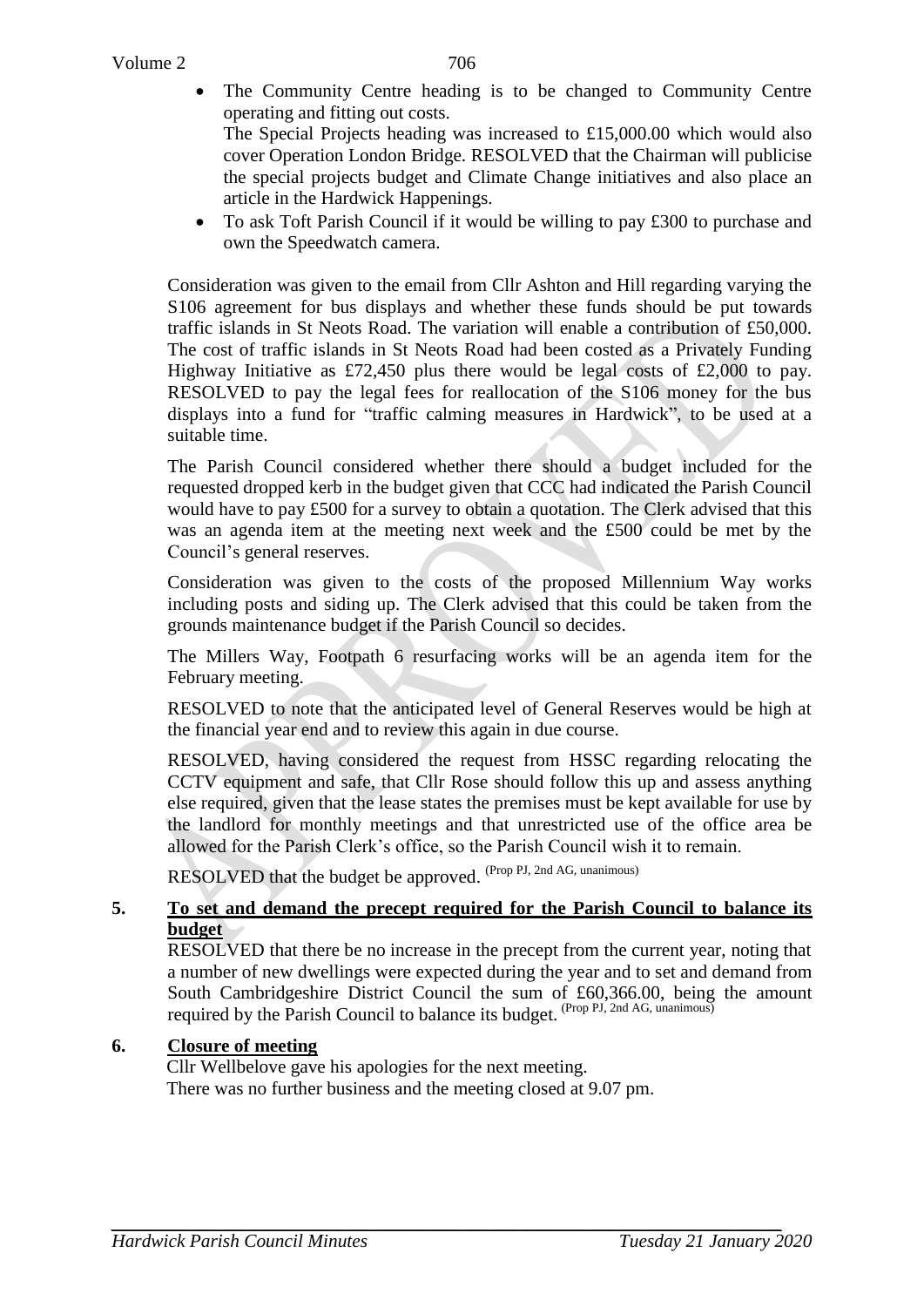- The Community Centre heading is to be changed to Community Centre operating and fitting out costs.
  The Special Projects heading was increased to £15,000.00 which would also cover Operation London Bridge. RESOLVED that the Chairman will publicise the special projects budget and Climate Change initiatives and also place an article in the Hardwick Happenings.
- To ask Toft Parish Council if it would be willing to pay £300 to purchase and own the Speedwatch camera.

Consideration was given to the email from Cllr Ashton and Hill regarding varying the S106 agreement for bus displays and whether these funds should be put towards traffic islands in St Neots Road. The variation will enable a contribution of £50,000. The cost of traffic islands in St Neots Road had been costed as a Privately Funding Highway Initiative as £72,450 plus there would be legal costs of £2,000 to pay. RESOLVED to pay the legal fees for reallocation of the S106 money for the bus displays into a fund for "traffic calming measures in Hardwick", to be used at a suitable time.

The Parish Council considered whether there should a budget included for the requested dropped kerb in the budget given that CCC had indicated the Parish Council would have to pay £500 for a survey to obtain a quotation. The Clerk advised that this was an agenda item at the meeting next week and the £500 could be met by the Council's general reserves.

Consideration was given to the costs of the proposed Millennium Way works including posts and siding up. The Clerk advised that this could be taken from the grounds maintenance budget if the Parish Council so decides.

The Millers Way, Footpath 6 resurfacing works will be an agenda item for the February meeting.

RESOLVED to note that the anticipated level of General Reserves would be high at the financial year end and to review this again in due course.

RESOLVED, having considered the request from HSSC regarding relocating the CCTV equipment and safe, that Cllr Rose should follow this up and assess anything else required, given that the lease states the premises must be kept available for use by the landlord for monthly meetings and that unrestricted use of the office area be allowed for the Parish Clerk's office, so the Parish Council wish it to remain.

RESOLVED that the budget be approved. (Prop PJ, 2nd AG, unanimous)

## 5. To set and demand the precept required for the Parish Council to balance its budget

RESOLVED that there be no increase in the precept from the current year, noting that a number of new dwellings were expected during the year and to set and demand from South Cambridgeshire District Council the sum of £60,366.00, being the amount required by the Parish Council to balance its budget. (Prop PJ, 2nd AG, unanimous)

## 6. Closure of meeting

Cllr Wellbelove gave his apologies for the next meeting.
There was no further business and the meeting closed at 9.07 pm.